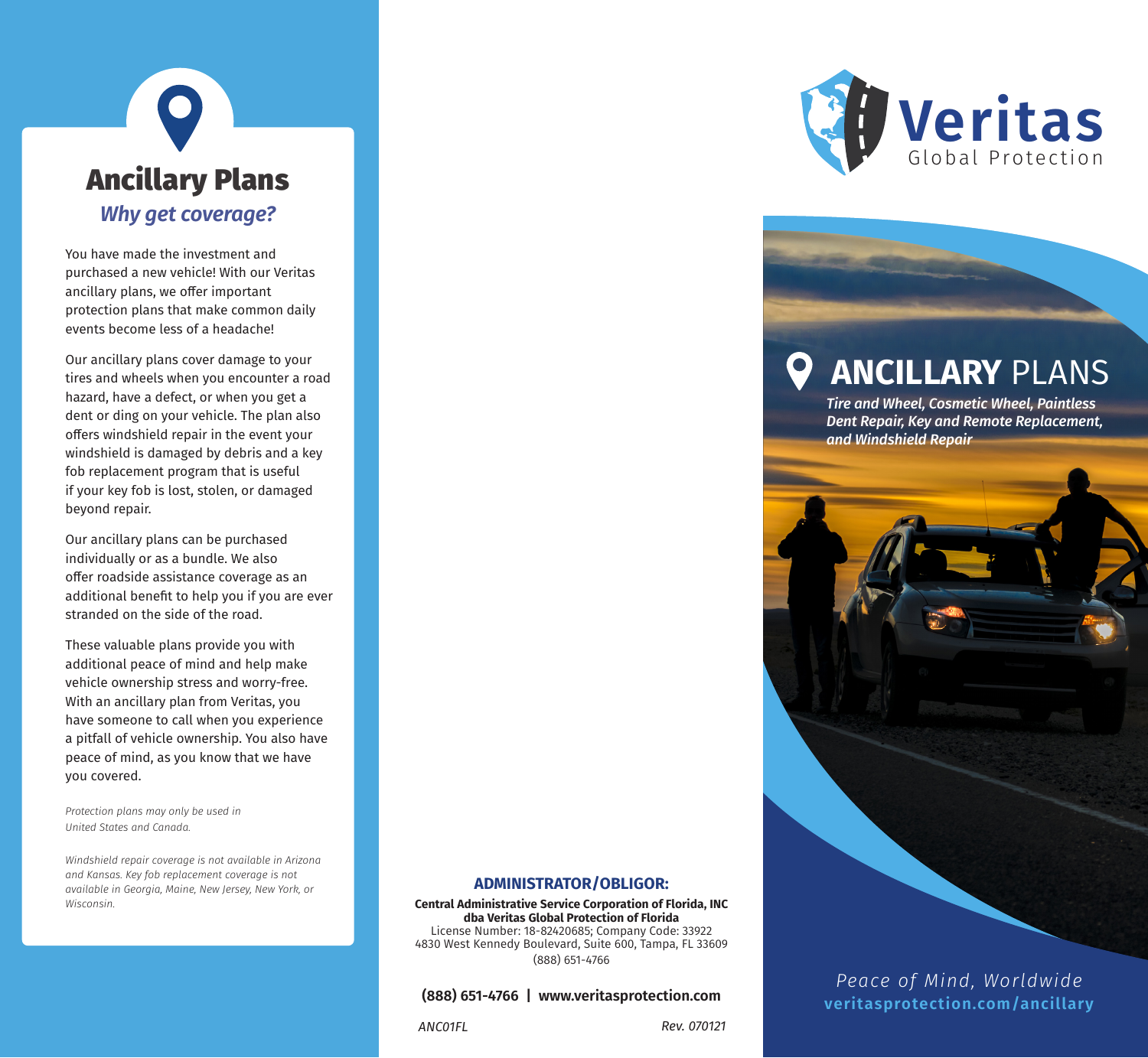# Ancillary Plans

## *Why get coverage?*

You have made the investment and purchased a new vehicle! With our Veritas ancillary plans, we offer important protection plans that make common daily events become less of a headache!

Our ancillary plans cover damage to your tires and wheels when you encounter a road hazard, have a defect, or when you get a dent or ding on your vehicle. The plan also offers windshield repair in the event your windshield is damaged by debris and a key fob replacement program that is useful if your key fob is lost, stolen, or damaged beyond repair.

Our ancillary plans can be purchased individually or as a bundle. We also offer roadside assistance coverage as an additional benefit to help you if you are ever stranded on the side of the road.

These valuable plans provide you with additional peace of mind and help make vehicle ownership stress and worry-free. With an ancillary plan from Veritas, you have someone to call when you experience a pitfall of vehicle ownership. You also have peace of mind, as you know that we have you covered.

*Protection plans may only be used in United States and Canada.*

*Windshield repair coverage is not available in Arizona and Kansas. Key fob replacement coverage is not available in Georgia, Maine, New Jersey, New York, or Wisconsin.*

**ADMINISTRATOR/OBLIGOR:**

**Central Administrative Service Corporation of Florida, INC**
**dba Veritas Global Protection of Florida**
License Number: 18-82420685; Company Code: 33922
4830 West Kennedy Boulevard, Suite 600, Tampa, FL 33609
(888) 651-4766

**(888) 651-4766 | www.veritasprotection.com**

*ANC01FL* *Rev. 070121*

Veritas
Global Protection

# ANCILLARY PLANS

***Tire and Wheel, Cosmetic Wheel, Paintless Dent Repair, Key and Remote Replacement, and Windshield Repair***

*Peace of Mind, Worldwide*
**veritasprotection.com/ancillary**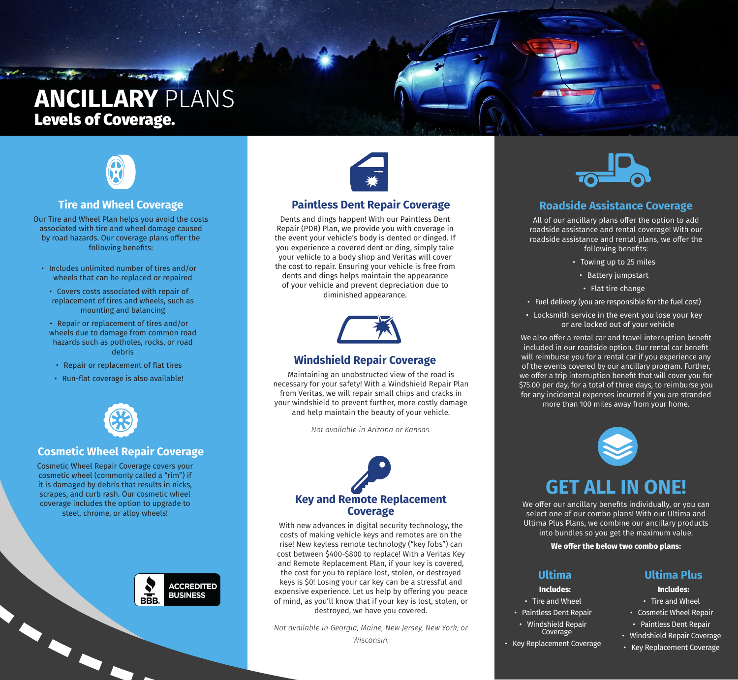# ANCILLARY PLANS

**Levels of Coverage.**

## Tire and Wheel Coverage

Our Tire and Wheel Plan helps you avoid the costs associated with tire and wheel damage caused by road hazards. Our coverage plans offer the following benefits:

- Includes unlimited number of tires and/or wheels that can be replaced or repaired
- Covers costs associated with repair of replacement of tires and wheels, such as mounting and balancing
- Repair or replacement of tires and/or wheels due to damage from common road hazards such as potholes, rocks, or road debris
- Repair or replacement of flat tires
- Run-flat coverage is also available!

## Cosmetic Wheel Repair Coverage

Cosmetic Wheel Repair Coverage covers your cosmetic wheel (commonly called a "rim") if it is damaged by debris that results in nicks, scrapes, and curb rash. Our cosmetic wheel coverage includes the option to upgrade to steel, chrome, or alloy wheels!

BBB ACCREDITED BUSINESS

## Paintless Dent Repair Coverage

Dents and dings happen! With our Paintless Dent Repair (PDR) Plan, we provide you with coverage in the event your vehicle's body is dented or dinged. If you experience a covered dent or ding, simply take your vehicle to a body shop and Veritas will cover the cost to repair. Ensuring your vehicle is free from dents and dings helps maintain the appearance of your vehicle and prevent depreciation due to diminished appearance.

## Windshield Repair Coverage

Maintaining an unobstructed view of the road is necessary for your safety! With a Windshield Repair Plan from Veritas, we will repair small chips and cracks in your windshield to prevent further, more costly damage and help maintain the beauty of your vehicle.

*Not available in Arizona or Kansas.*

## Key and Remote Replacement Coverage

With new advances in digital security technology, the costs of making vehicle keys and remotes are on the rise! New keyless remote technology ("key fobs") can cost between $400-$800 to replace! With a Veritas Key and Remote Replacement Plan, if your key is covered, the cost for you to replace lost, stolen, or destroyed keys is $0! Losing your car key can be a stressful and expensive experience. Let us help by offering you peace of mind, as you'll know that if your key is lost, stolen, or destroyed, we have you covered.

*Not available in Georgia, Maine, New Jersey, New York, or Wisconsin.*

## Roadside Assistance Coverage

All of our ancillary plans offer the option to add roadside assistance and rental coverage! With our roadside assistance and rental plans, we offer the following benefits:

- Towing up to 25 miles
- Battery jumpstart
- Flat tire change
- Fuel delivery (you are responsible for the fuel cost)
- Locksmith service in the event you lose your key or are locked out of your vehicle

We also offer a rental car and travel interruption benefit included in our roadside option. Our rental car benefit will reimburse you for a rental car if you experience any of the events covered by our ancillary program. Further, we offer a trip interruption benefit that will cover you for $75.00 per day, for a total of three days, to reimburse you for any incidental expenses incurred if you are stranded more than 100 miles away from your home.

## GET ALL IN ONE!

We offer our ancillary benefits individually, or you can select one of our combo plans! With our Ultima and Ultima Plus Plans, we combine our ancillary products into bundles so you get the maximum value.

**We offer the below two combo plans:**

### Ultima

**Includes:**

- Tire and Wheel
- Paintless Dent Repair
- Windshield Repair Coverage
- Key Replacement Coverage

### Ultima Plus

**Includes:**

- Tire and Wheel
- Cosmetic Wheel Repair
- Paintless Dent Repair
- Windshield Repair Coverage
- Key Replacement Coverage